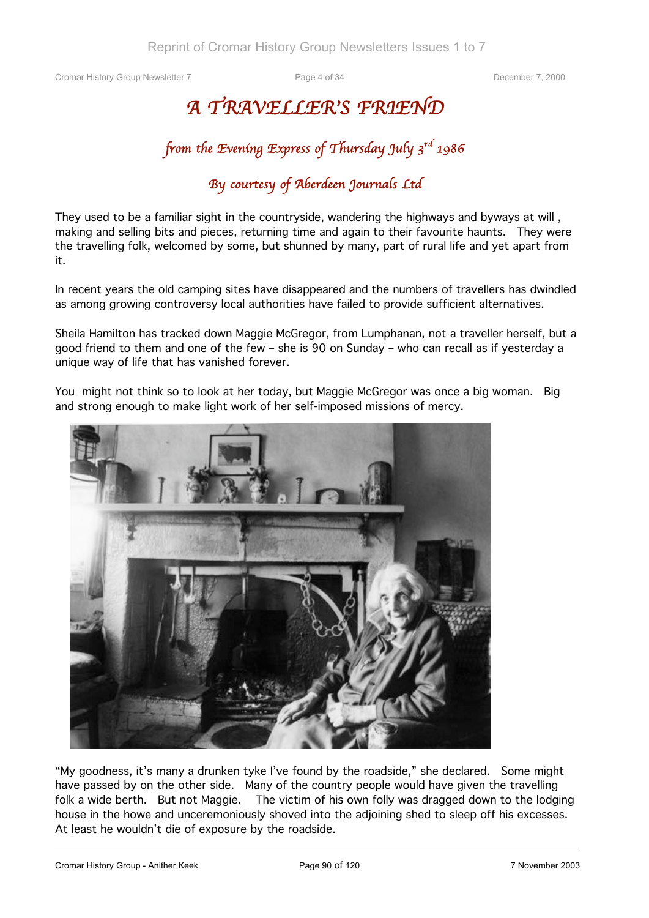# A TRAVELLER'S FRIEND

## *from the Evening Express of Thursday July 3rd 1986*

### *By courtesy of Aberdeen Journals Ltd*

They used to be a familiar sight in the countryside, wandering the highways and byways at will , making and selling bits and pieces, returning time and again to their favourite haunts. They were the travelling folk, welcomed by some, but shunned by many, part of rural life and yet apart from it.

In recent years the old camping sites have disappeared and the numbers of travellers has dwindled as among growing controversy local authorities have failed to provide sufficient alternatives.

Sheila Hamilton has tracked down Maggie McGregor, from Lumphanan, not a traveller herself, but a good friend to them and one of the few – she is 90 on Sunday – who can recall as if yesterday a unique way of life that has vanished forever.

You might not think so to look at her today, but Maggie McGregor was once a big woman. Big and strong enough to make light work of her self-imposed missions of mercy.

"My goodness, it's many a drunken tyke I've found by the roadside," she declared. Some might have passed by on the other side. Many of the country people would have given the travelling folk a wide berth. But not Maggie. The victim of his own folly was dragged down to the lodging house in the howe and unceremoniously shoved into the adjoining shed to sleep off his excesses. At least he wouldn't die of exposure by the roadside.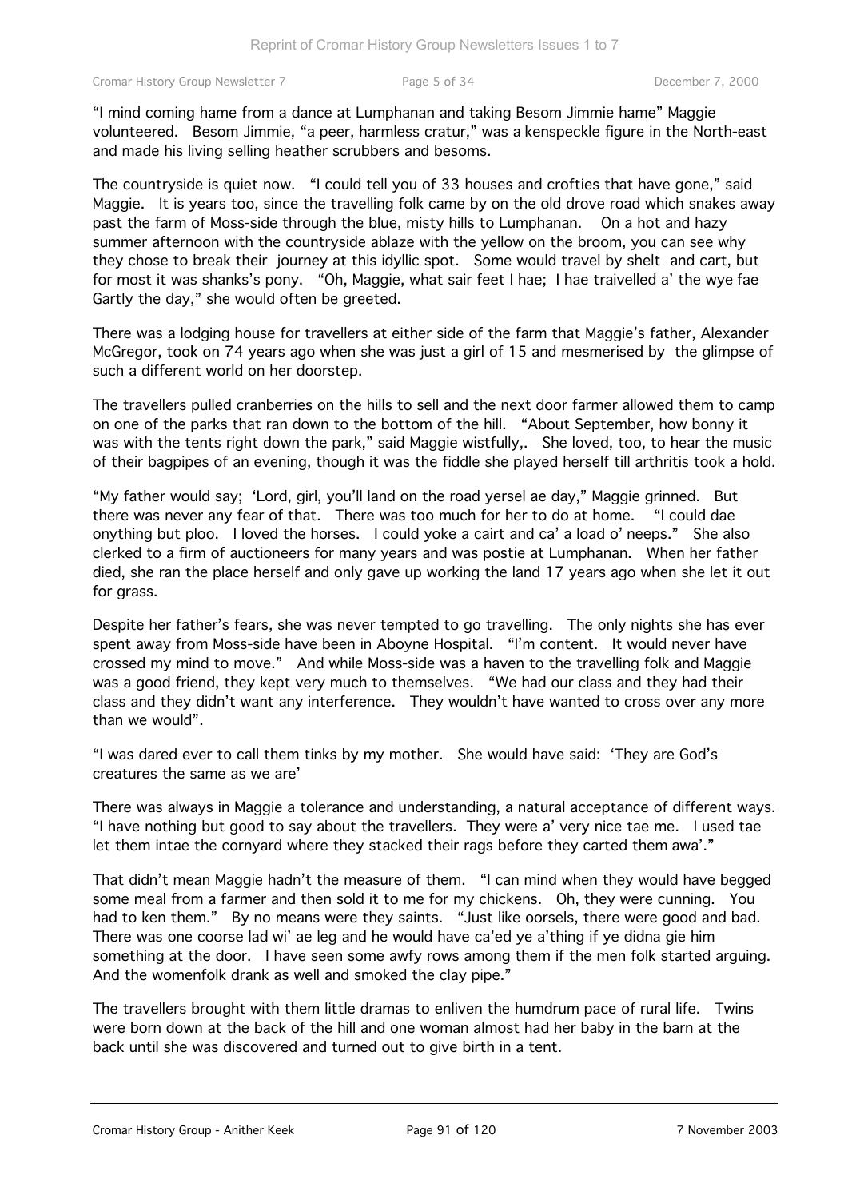"I mind coming hame from a dance at Lumphanan and taking Besom Jimmie hame" Maggie volunteered. Besom Jimmie, "a peer, harmless cratur," was a kenspeckle figure in the North-east and made his living selling heather scrubbers and besoms.

The countryside is quiet now. "I could tell you of 33 houses and crofties that have gone," said Maggie. It is years too, since the travelling folk came by on the old drove road which snakes away past the farm of Moss-side through the blue, misty hills to Lumphanan. On a hot and hazy summer afternoon with the countryside ablaze with the yellow on the broom, you can see why they chose to break their journey at this idyllic spot. Some would travel by shelt and cart, but for most it was shanks's pony. "Oh, Maggie, what sair feet I hae; I hae traivelled a' the wye fae Gartly the day," she would often be greeted.

There was a lodging house for travellers at either side of the farm that Maggie's father, Alexander McGregor, took on 74 years ago when she was just a girl of 15 and mesmerised by the glimpse of such a different world on her doorstep.

The travellers pulled cranberries on the hills to sell and the next door farmer allowed them to camp on one of the parks that ran down to the bottom of the hill. "About September, how bonny it was with the tents right down the park," said Maggie wistfully,. She loved, too, to hear the music of their bagpipes of an evening, though it was the fiddle she played herself till arthritis took a hold.

"My father would say; 'Lord, girl, you'll land on the road yersel ae day," Maggie grinned. But there was never any fear of that. There was too much for her to do at home. "I could dae onything but ploo. I loved the horses. I could yoke a cairt and ca' a load o' neeps." She also clerked to a firm of auctioneers for many years and was postie at Lumphanan. When her father died, she ran the place herself and only gave up working the land 17 years ago when she let it out for grass.

Despite her father's fears, she was never tempted to go travelling. The only nights she has ever spent away from Moss-side have been in Aboyne Hospital. "I'm content. It would never have crossed my mind to move." And while Moss-side was a haven to the travelling folk and Maggie was a good friend, they kept very much to themselves. "We had our class and they had their class and they didn't want any interference. They wouldn't have wanted to cross over any more than we would".

"I was dared ever to call them tinks by my mother. She would have said: 'They are God's creatures the same as we are'

There was always in Maggie a tolerance and understanding, a natural acceptance of different ways. "I have nothing but good to say about the travellers. They were a' very nice tae me. I used tae let them intae the cornyard where they stacked their rags before they carted them awa'."

That didn't mean Maggie hadn't the measure of them. "I can mind when they would have begged some meal from a farmer and then sold it to me for my chickens. Oh, they were cunning. You had to ken them." By no means were they saints. "Just like oorsels, there were good and bad. There was one coorse lad wi' ae leg and he would have ca'ed ye a'thing if ye didna gie him something at the door. I have seen some awfy rows among them if the men folk started arguing. And the womenfolk drank as well and smoked the clay pipe."

The travellers brought with them little dramas to enliven the humdrum pace of rural life. Twins were born down at the back of the hill and one woman almost had her baby in the barn at the back until she was discovered and turned out to give birth in a tent.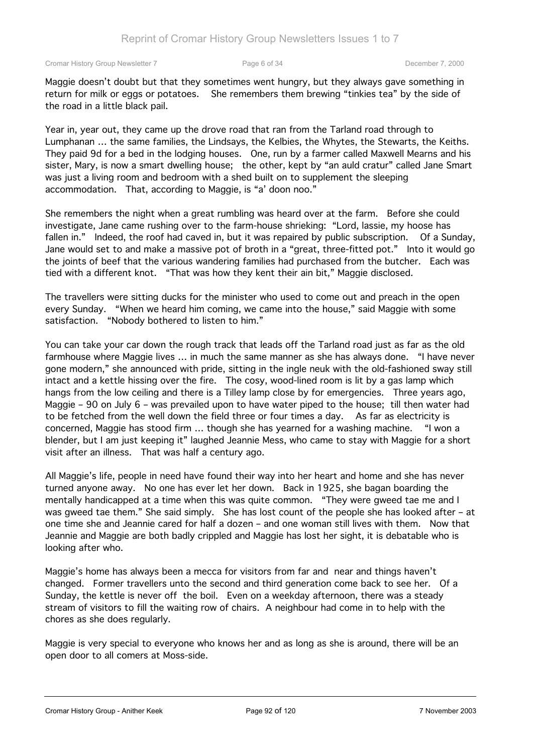Maggie doesn't doubt but that they sometimes went hungry, but they always gave something in return for milk or eggs or potatoes. She remembers them brewing "tinkies tea" by the side of the road in a little black pail.

Year in, year out, they came up the drove road that ran from the Tarland road through to Lumphanan ... the same families, the Lindsays, the Kelbies, the Whytes, the Stewarts, the Keiths. They paid 9d for a bed in the lodging houses. One, run by a farmer called Maxwell Mearns and his sister, Mary, is now a smart dwelling house; the other, kept by "an auld cratur" called Jane Smart was just a living room and bedroom with a shed built on to supplement the sleeping accommodation. That, according to Maggie, is "a' doon noo."

She remembers the night when a great rumbling was heard over at the farm. Before she could investigate, Jane came rushing over to the farm-house shrieking: "Lord, lassie, my hoose has fallen in." Indeed, the roof had caved in, but it was repaired by public subscription. Of a Sunday, Jane would set to and make a massive pot of broth in a "great, three-fitted pot." Into it would go the joints of beef that the various wandering families had purchased from the butcher. Each was tied with a different knot. "That was how they kent their ain bit," Maggie disclosed.

The travellers were sitting ducks for the minister who used to come out and preach in the open every Sunday. "When we heard him coming, we came into the house," said Maggie with some satisfaction. "Nobody bothered to listen to him."

You can take your car down the rough track that leads off the Tarland road just as far as the old farmhouse where Maggie lives ... in much the same manner as she has always done. "I have never gone modern," she announced with pride, sitting in the ingle neuk with the old-fashioned sway still intact and a kettle hissing over the fire. The cosy, wood-lined room is lit by a gas lamp which hangs from the low ceiling and there is a Tilley lamp close by for emergencies. Three years ago, Maggie – 90 on July 6 – was prevailed upon to have water piped to the house; till then water had to be fetched from the well down the field three or four times a day. As far as electricity is concerned, Maggie has stood firm ... though she has yearned for a washing machine. "I won a blender, but I am just keeping it" laughed Jeannie Mess, who came to stay with Maggie for a short visit after an illness. That was half a century ago.

All Maggie's life, people in need have found their way into her heart and home and she has never turned anyone away. No one has ever let her down. Back in 1925, she bagan boarding the mentally handicapped at a time when this was quite common. "They were gweed tae me and I was gweed tae them." She said simply. She has lost count of the people she has looked after – at one time she and Jeannie cared for half a dozen – and one woman still lives with them. Now that Jeannie and Maggie are both badly crippled and Maggie has lost her sight, it is debatable who is looking after who.

Maggie's home has always been a mecca for visitors from far and near and things haven't changed. Former travellers unto the second and third generation come back to see her. Of a Sunday, the kettle is never off the boil. Even on a weekday afternoon, there was a steady stream of visitors to fill the waiting row of chairs. A neighbour had come in to help with the chores as she does regularly.

Maggie is very special to everyone who knows her and as long as she is around, there will be an open door to all comers at Moss-side.